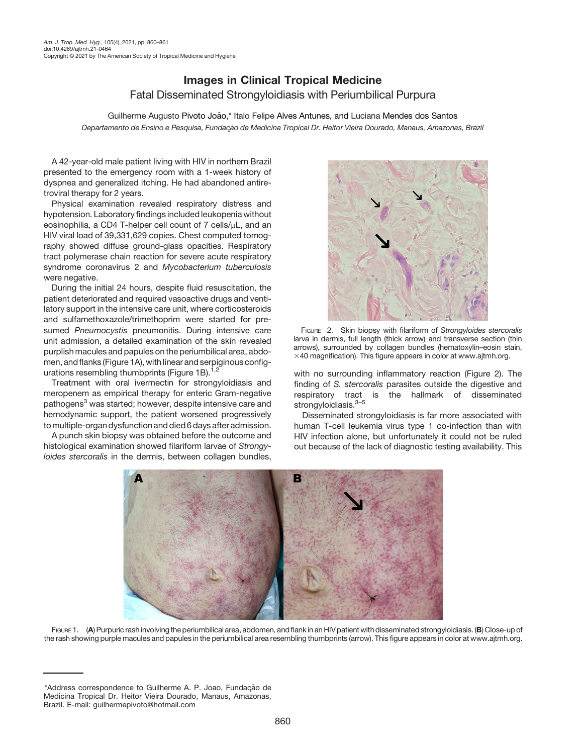# Images in Clinical Tropical Medicine

## Fatal Disseminated Strongyloidiasis with Periumbilical Purpura

Guilherme Augusto Pivoto João,* Italo Felipe Alves Antunes, and Luciana Mendes dos Santos

*Departamento de Ensino e Pesquisa, Fundação de Medicina Tropical Dr. Heitor Vieira Dourado, Manaus, Amazonas, Brazil*

A 42-year-old male patient living with HIV in northern Brazil presented to the emergency room with a 1-week history of dyspnea and generalized itching. He had abandoned antiretroviral therapy for 2 years.

Physical examination revealed respiratory distress and hypotension. Laboratory findings included leukopenia without eosinophilia, a CD4 T-helper cell count of 7 cells/μL, and an HIV viral load of 39,331,629 copies. Chest computed tomography showed diffuse ground-glass opacities. Respiratory tract polymerase chain reaction for severe acute respiratory syndrome coronavirus 2 and *Mycobacterium tuberculosis* were negative.

During the initial 24 hours, despite fluid resuscitation, the patient deteriorated and required vasoactive drugs and ventilatory support in the intensive care unit, where corticosteroids and sulfamethoxazole/trimethoprim were started for presumed *Pneumocystis* pneumonitis. During intensive care unit admission, a detailed examination of the skin revealed purplish macules and papules on the periumbilical area, abdomen, and flanks (Figure 1A), with linear and serpiginous configurations resembling thumbprints (Figure 1B).[1,2]

Treatment with oral ivermectin for strongyloidiasis and meropenem as empirical therapy for enteric Gram-negative pathogens[3] was started; however, despite intensive care and hemodynamic support, the patient worsened progressively to multiple-organ dysfunction and died 6 days after admission.

A punch skin biopsy was obtained before the outcome and histological examination showed filariform larvae of *Strongyloides stercoralis* in the dermis, between collagen bundles, with no surrounding inflammatory reaction (Figure 2). The finding of *S. stercoralis* parasites outside the digestive and respiratory tract is the hallmark of disseminated strongyloidiasis.[3–5]

FIGURE 2. Skin biopsy with filariform of *Strongyloides stercoralis* larva in dermis, full length (thick arrow) and transverse section (thin arrows), surrounded by collagen bundles (hematoxylin–eosin stain, ×40 magnification). This figure appears in color at www.ajtmh.org.

Disseminated strongyloidiasis is far more associated with human T-cell leukemia virus type 1 co-infection than with HIV infection alone, but unfortunately it could not be ruled out because of the lack of diagnostic testing availability. This

FIGURE 1. (**A**) Purpuric rash involving the periumbilical area, abdomen, and flank in an HIV patient with disseminated strongyloidiasis. (**B**) Close-up of the rash showing purple macules and papules in the periumbilical area resembling thumbprints (arrow). This figure appears in color at www.ajtmh.org.

*Address correspondence to Guilherme A. P. Joao, Fundação de Medicina Tropical Dr. Heitor Vieira Dourado, Manaus, Amazonas, Brazil. E-mail: guilhermepivoto@hotmail.com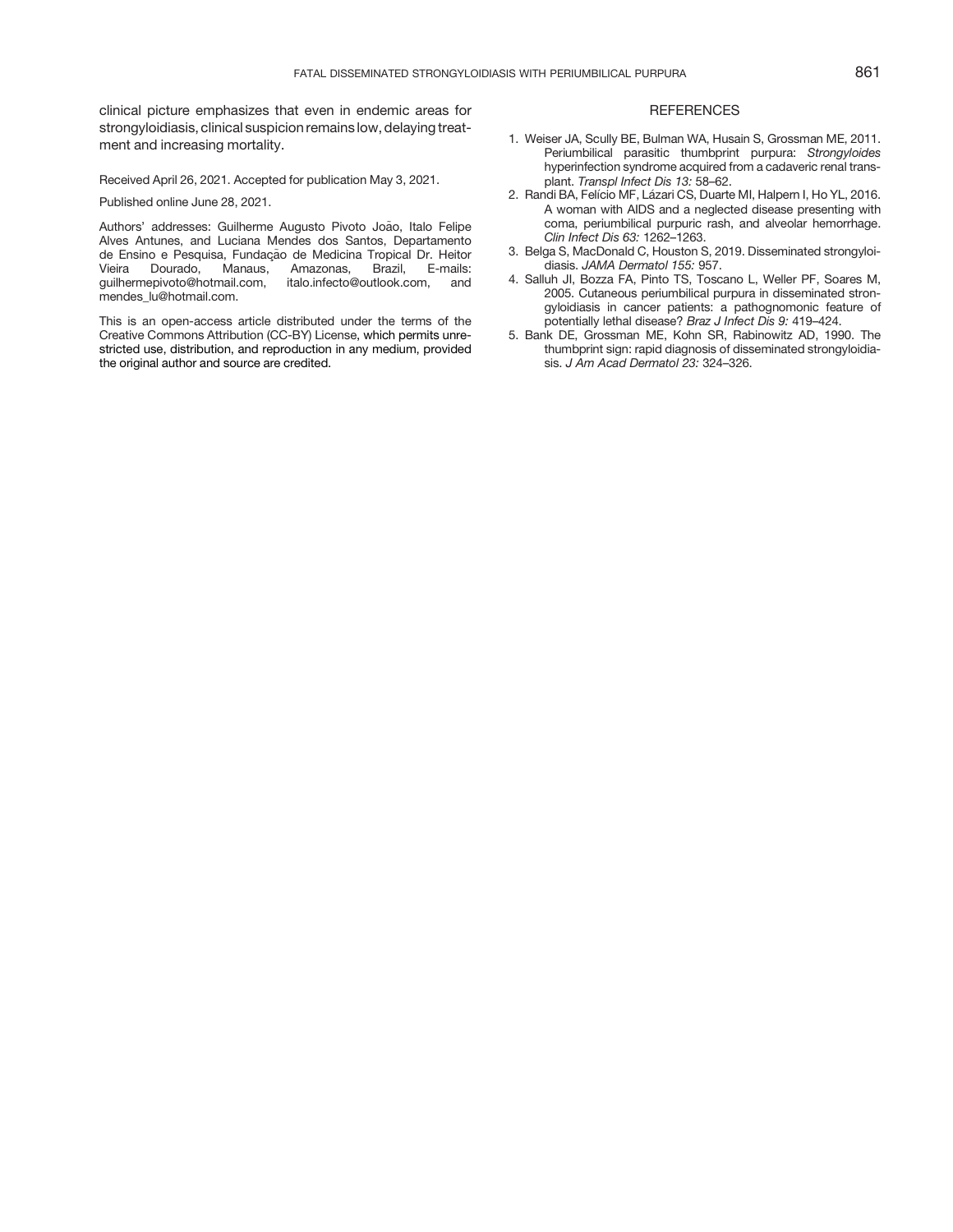clinical picture emphasizes that even in endemic areas for strongyloidiasis, clinical suspicion remains low, delaying treatment and increasing mortality.

Received April 26, 2021. Accepted for publication May 3, 2021.

Published online June 28, 2021.

Authors' addresses: Guilherme Augusto Pivoto João, Italo Felipe Alves Antunes, and Luciana Mendes dos Santos, Departamento de Ensino e Pesquisa, Fundação de Medicina Tropical Dr. Heitor Vieira Dourado, Manaus, Amazonas, Brazil, E-mails: guilhermepivoto@hotmail.com, italo.infecto@outlook.com, and mendes_lu@hotmail.com.

This is an open-access article distributed under the terms of the Creative Commons Attribution (CC-BY) License, which permits unrestricted use, distribution, and reproduction in any medium, provided the original author and source are credited.

## REFERENCES

1. Weiser JA, Scully BE, Bulman WA, Husain S, Grossman ME, 2011. Periumbilical parasitic thumbprint purpura: *Strongyloides* hyperinfection syndrome acquired from a cadaveric renal transplant. *Transpl Infect Dis 13:* 58–62.
2. Randi BA, Felício MF, Lázari CS, Duarte MI, Halpern I, Ho YL, 2016. A woman with AIDS and a neglected disease presenting with coma, periumbilical purpuric rash, and alveolar hemorrhage. *Clin Infect Dis 63:* 1262–1263.
3. Belga S, MacDonald C, Houston S, 2019. Disseminated strongyloidiasis. *JAMA Dermatol 155:* 957.
4. Salluh JI, Bozza FA, Pinto TS, Toscano L, Weller PF, Soares M, 2005. Cutaneous periumbilical purpura in disseminated strongyloidiasis in cancer patients: a pathognomonic feature of potentially lethal disease? *Braz J Infect Dis 9:* 419–424.
5. Bank DE, Grossman ME, Kohn SR, Rabinowitz AD, 1990. The thumbprint sign: rapid diagnosis of disseminated strongyloidiasis. *J Am Acad Dermatol 23:* 324–326.